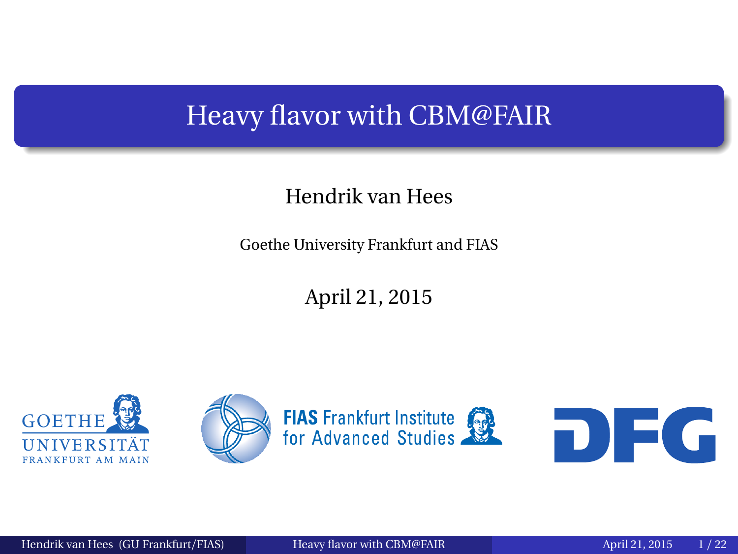# Heavy flavor with CBM@FAIR

Hendrik van Hees

Goethe University Frankfurt and FIAS

April 21, 2015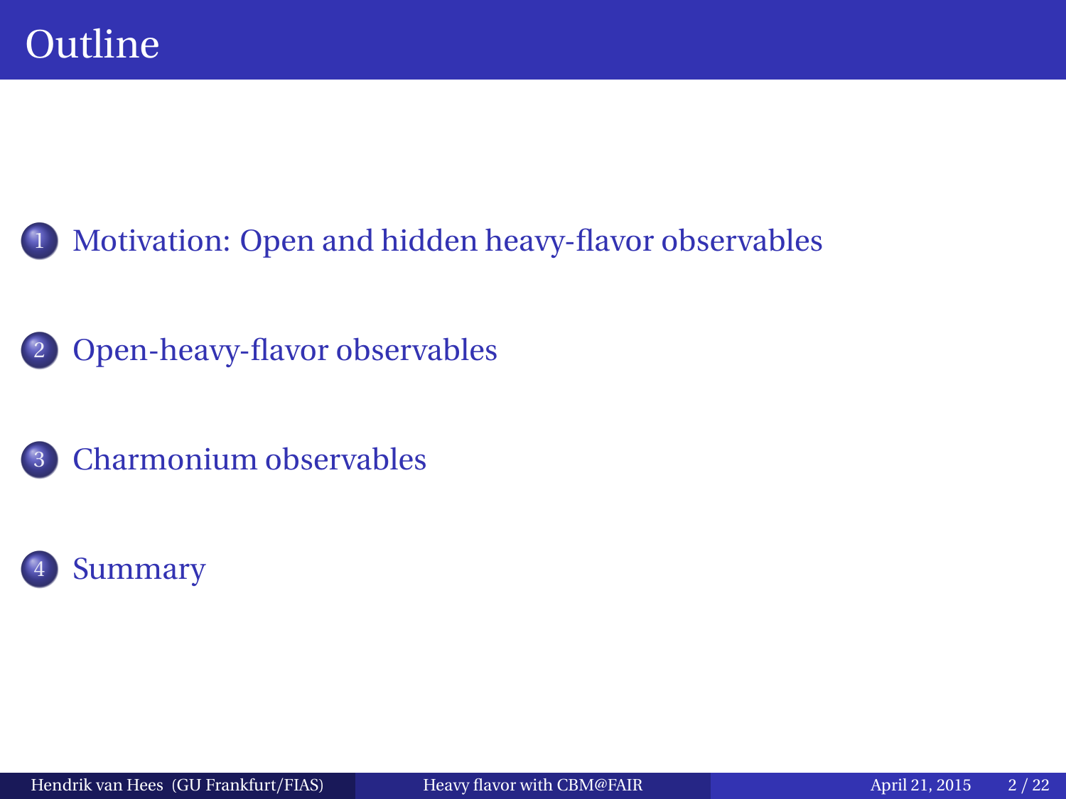# Outline

1. Motivation: Open and hidden heavy-flavor observables
2. Open-heavy-flavor observables
3. Charmonium observables
4. Summary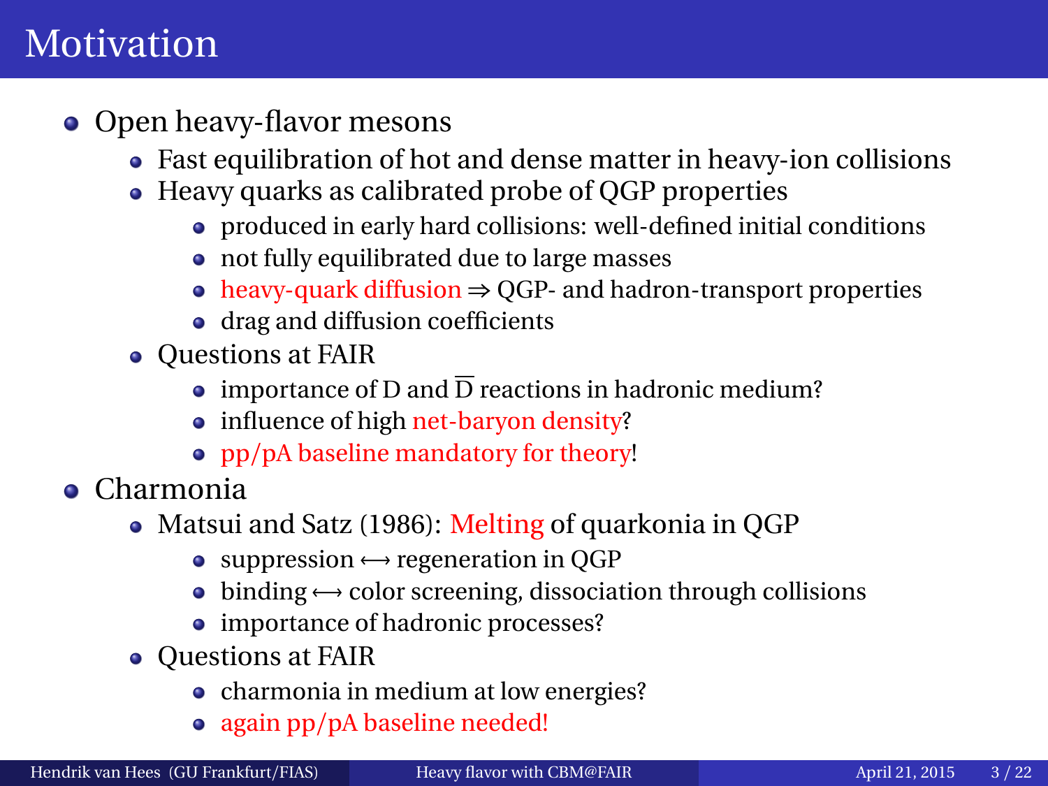# Motivation

- Open heavy-flavor mesons
  - Fast equilibration of hot and dense matter in heavy-ion collisions
  - Heavy quarks as calibrated probe of QGP properties
    - produced in early hard collisions: well-defined initial conditions
    - not fully equilibrated due to large masses
    - heavy-quark diffusion ⇒ QGP- and hadron-transport properties
    - drag and diffusion coefficients
  - Questions at FAIR
    - importance of D and $\overline{\text{D}}$ reactions in hadronic medium?
    - influence of high net-baryon density?
    - pp/pA baseline mandatory for theory!
- Charmonia
  - Matsui and Satz (1986): Melting of quarkonia in QGP
    - suppression ⟷ regeneration in QGP
    - binding ⟷ color screening, dissociation through collisions
    - importance of hadronic processes?
  - Questions at FAIR
    - charmonia in medium at low energies?
    - again pp/pA baseline needed!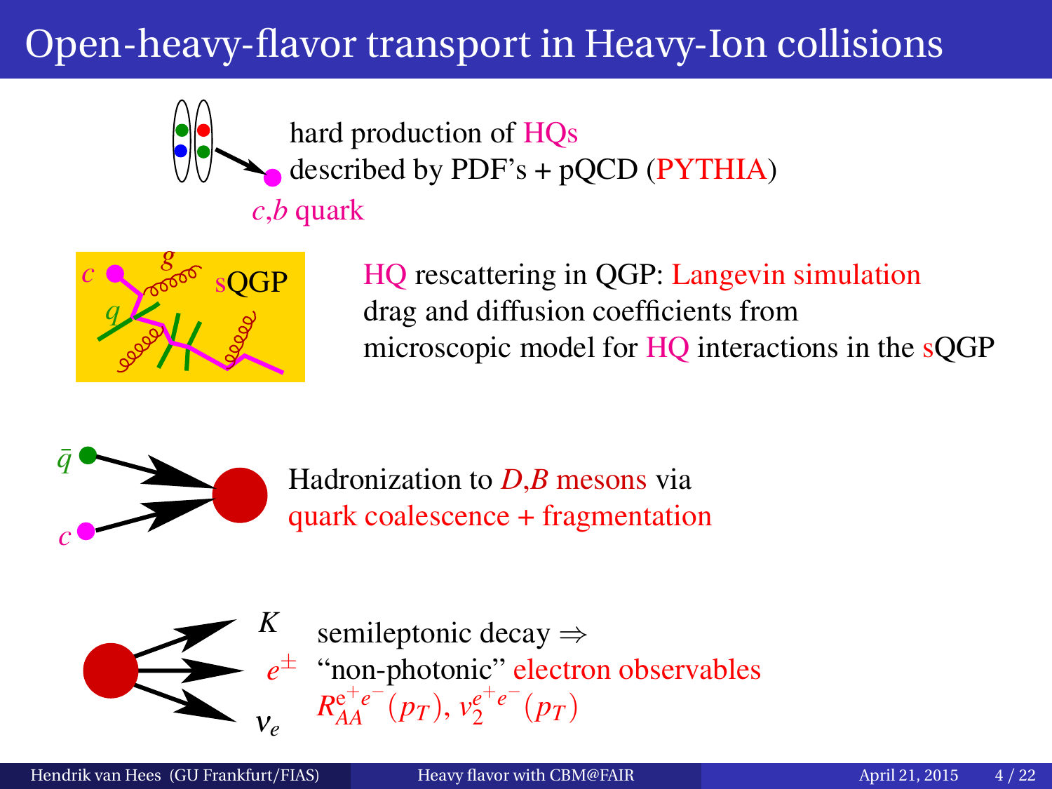# Open-heavy-flavor transport in Heavy-Ion collisions

hard production of HQs
described by PDF's + pQCD (PYTHIA)

$c$,$b$ quark

HQ rescattering in QGP: Langevin simulation
drag and diffusion coefficients from
microscopic model for HQ interactions in the sQGP

Hadronization to $D$,$B$ mesons via
quark coalescence + fragmentation

semileptonic decay ⇒
"non-photonic" electron observables
$R_{AA}^{e^+e^-}(p_T)$, $v_2^{e^+e^-}(p_T)$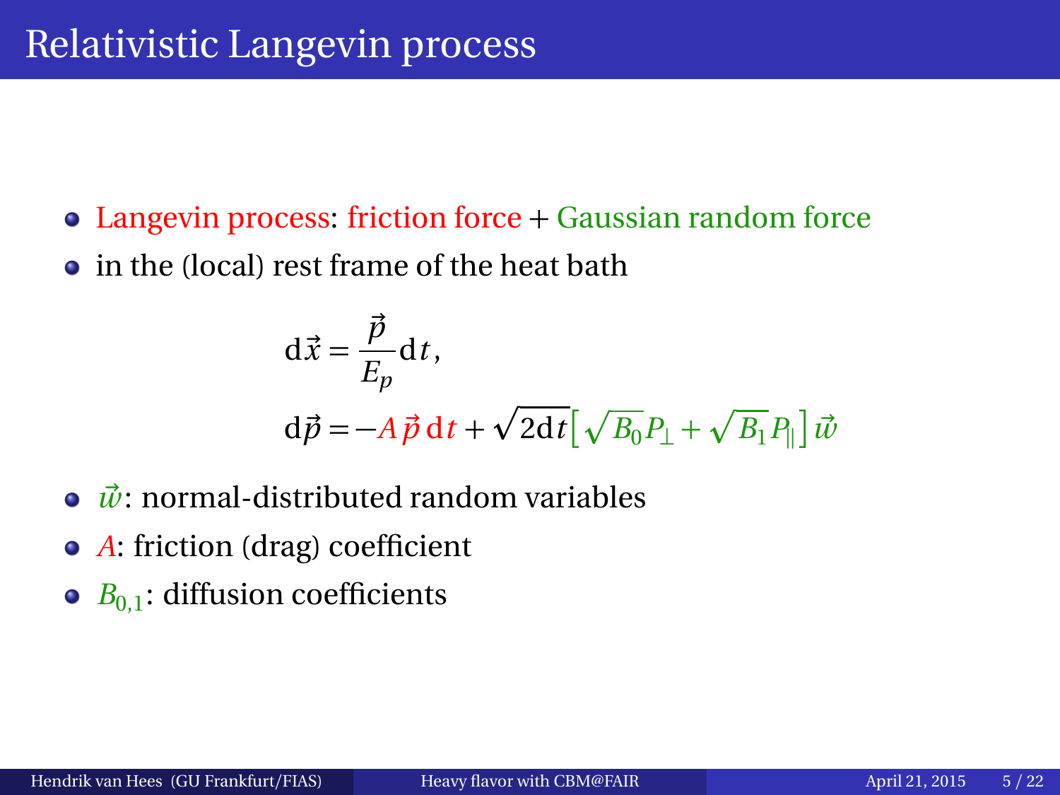# Relativistic Langevin process

- Langevin process: friction force + Gaussian random force
- in the (local) rest frame of the heat bath

$$\mathrm{d}\vec{x} = \frac{\vec{p}}{E_p} \mathrm{d}t,$$

$$\mathrm{d}\vec{p} = -A\,\vec{p}\,\mathrm{d}t + \sqrt{2\mathrm{d}t}\left[\sqrt{B_0} P_\perp + \sqrt{B_1} P_\parallel\right] \vec{w}$$

- $\vec{w}$: normal-distributed random variables
- $A$: friction (drag) coefficient
- $B_{0,1}$: diffusion coefficients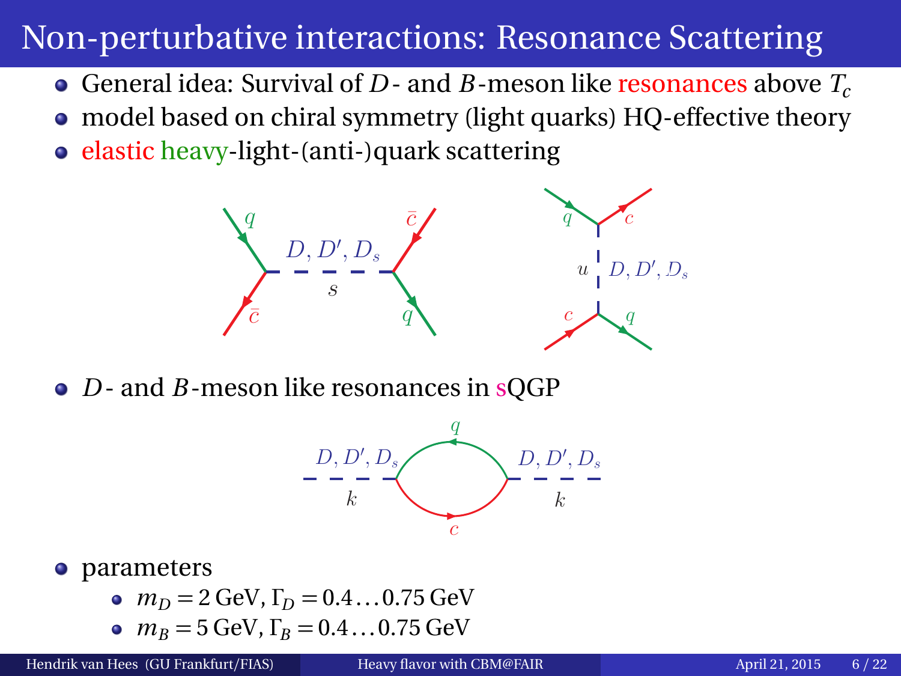# Non-perturbative interactions: Resonance Scattering

- General idea: Survival of $D$- and $B$-meson like resonances above $T_c$
- model based on chiral symmetry (light quarks) HQ-effective theory
- elastic heavy-light-(anti-)quark scattering

- $D$- and $B$-meson like resonances in sQGP

- parameters
  - $m_D = 2\,\text{GeV}$, $\Gamma_D = 0.4 \ldots 0.75\,\text{GeV}$
  - $m_B = 5\,\text{GeV}$, $\Gamma_B = 0.4 \ldots 0.75\,\text{GeV}$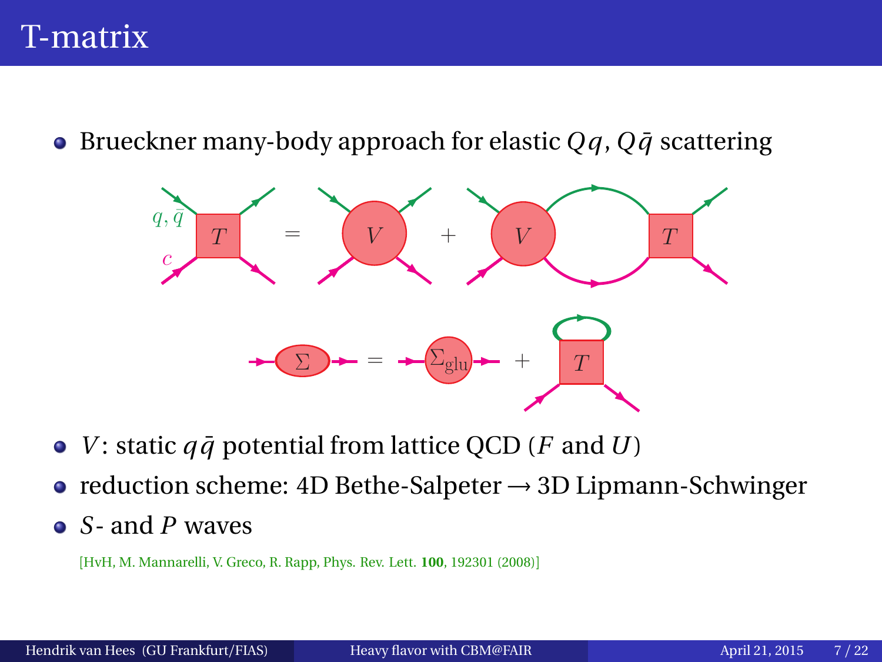# T-matrix

- Brueckner many-body approach for elastic $Qq$, $Q\bar{q}$ scattering

- $V$: static $q\bar{q}$ potential from lattice QCD ($F$ and $U$)
- reduction scheme: 4D Bethe-Salpeter → 3D Lipmann-Schwinger
- $S$- and $P$ waves

[HvH, M. Mannarelli, V. Greco, R. Rapp, Phys. Rev. Lett. **100**, 192301 (2008)]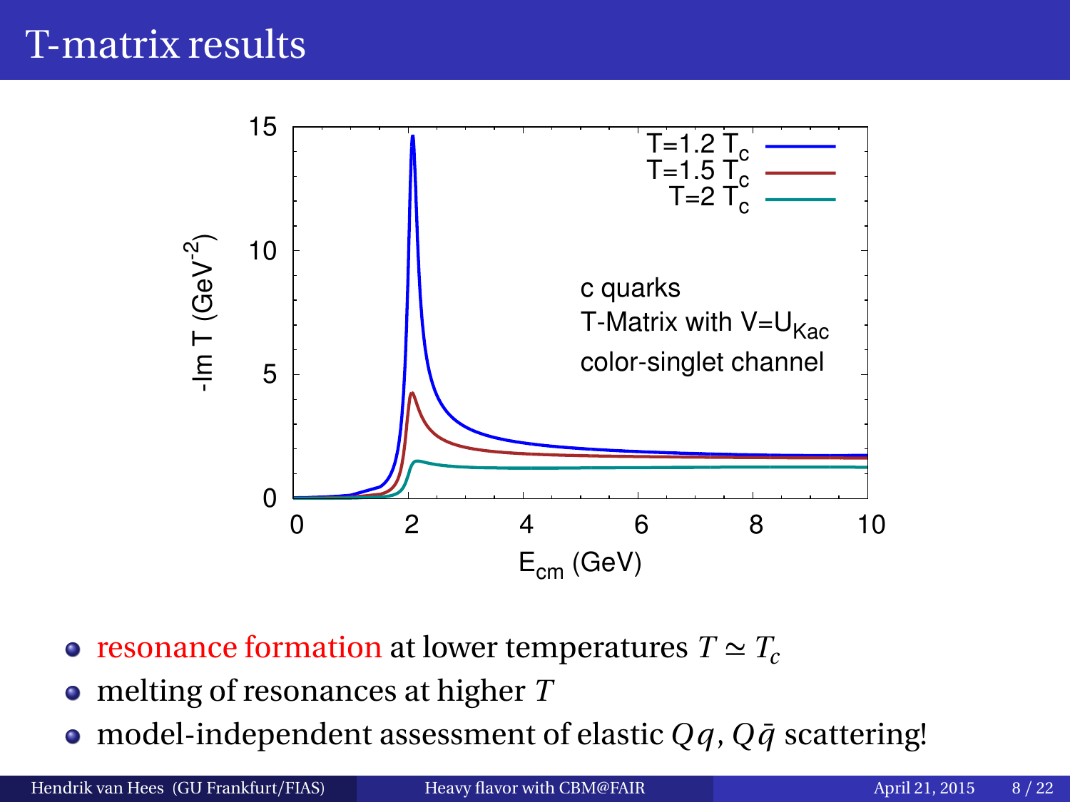# T-matrix results

- resonance formation at lower temperatures $T \simeq T_c$
- melting of resonances at higher $T$
- model-independent assessment of elastic $Qq$, $Q\bar{q}$ scattering!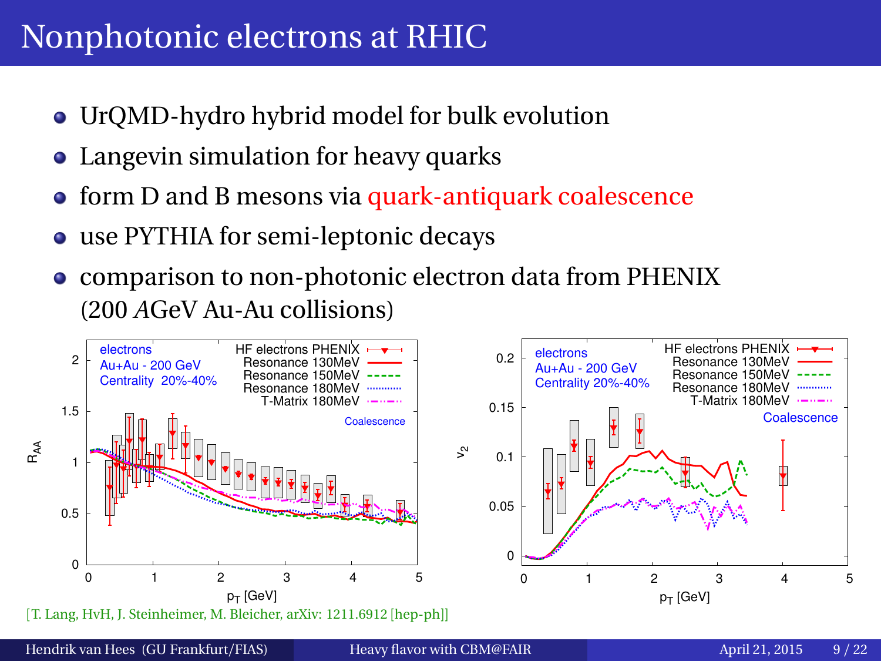# Nonphotonic electrons at RHIC

- UrQMD-hydro hybrid model for bulk evolution
- Langevin simulation for heavy quarks
- form D and B mesons via quark-antiquark coalescence
- use PYTHIA for semi-leptonic decays
- comparison to non-photonic electron data from PHENIX (200 *A*GeV Au-Au collisions)

[T. Lang, HvH, J. Steinheimer, M. Bleicher, arXiv: 1211.6912 [hep-ph]]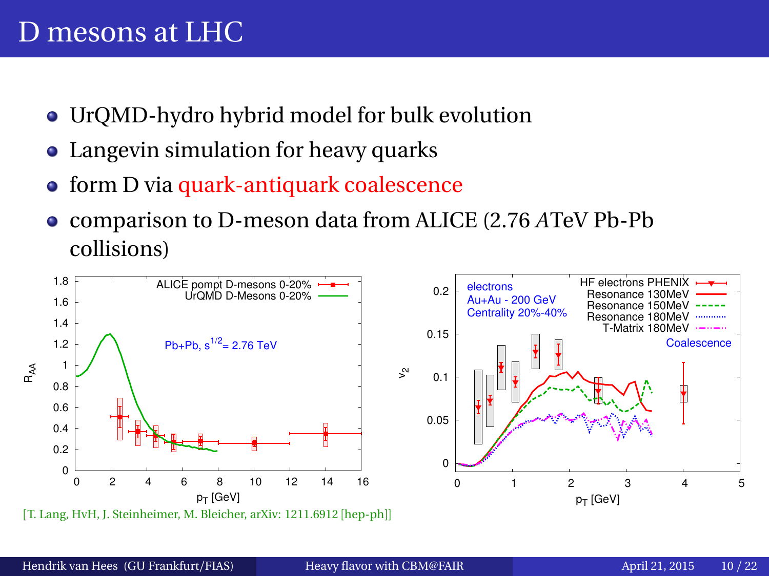# D mesons at LHC

- UrQMD-hydro hybrid model for bulk evolution
- Langevin simulation for heavy quarks
- form D via quark-antiquark coalescence
- comparison to D-meson data from ALICE (2.76 *A*TeV Pb-Pb collisions)

[T. Lang, HvH, J. Steinheimer, M. Bleicher, arXiv: 1211.6912 [hep-ph]]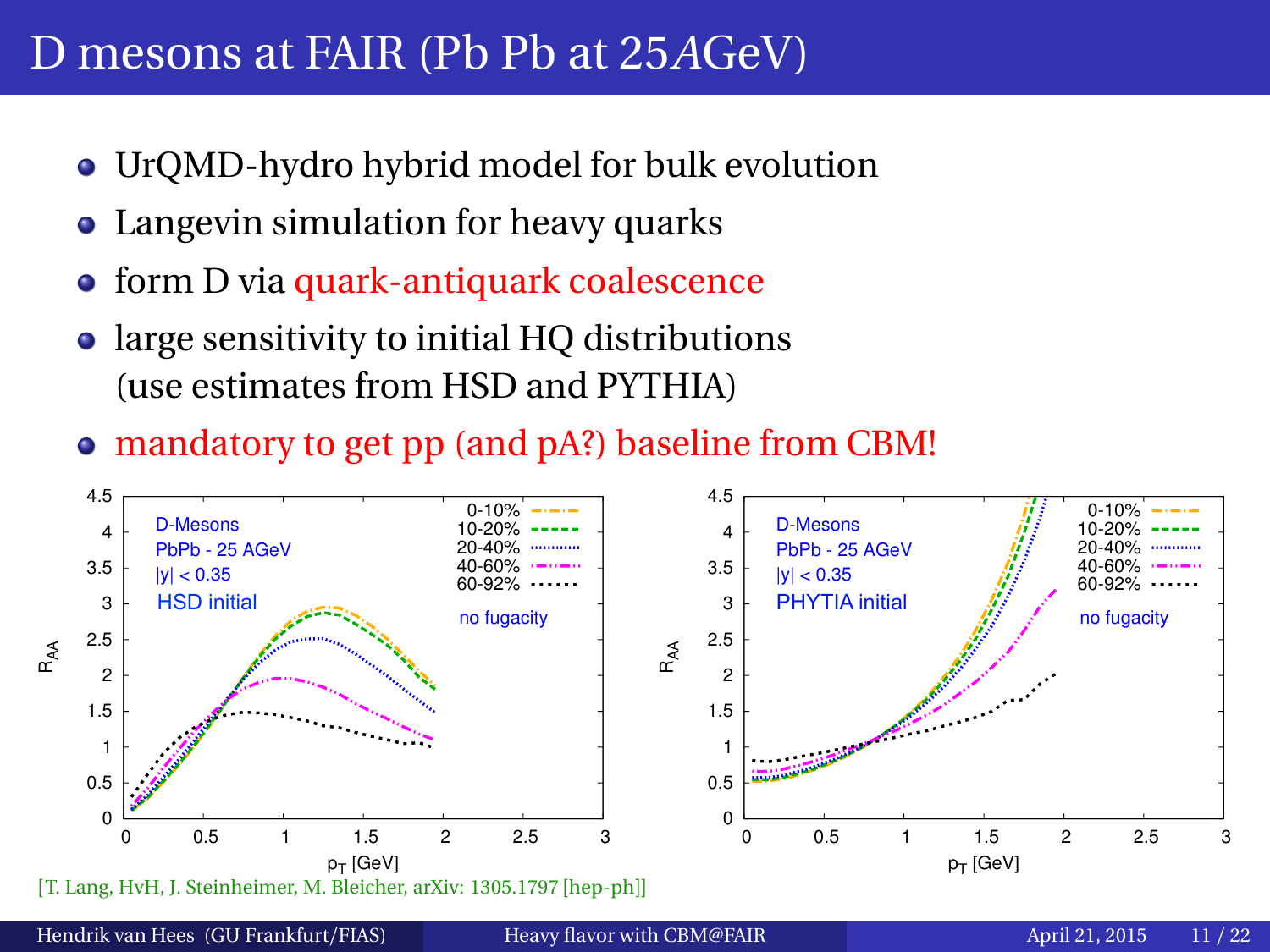# D mesons at FAIR (Pb Pb at 25*A*GeV)

- UrQMD-hydro hybrid model for bulk evolution
- Langevin simulation for heavy quarks
- form D via quark-antiquark coalescence
- large sensitivity to initial HQ distributions
  (use estimates from HSD and PYTHIA)
- mandatory to get pp (and pA?) baseline from CBM!

[T. Lang, HvH, J. Steinheimer, M. Bleicher, arXiv: 1305.1797 [hep-ph]]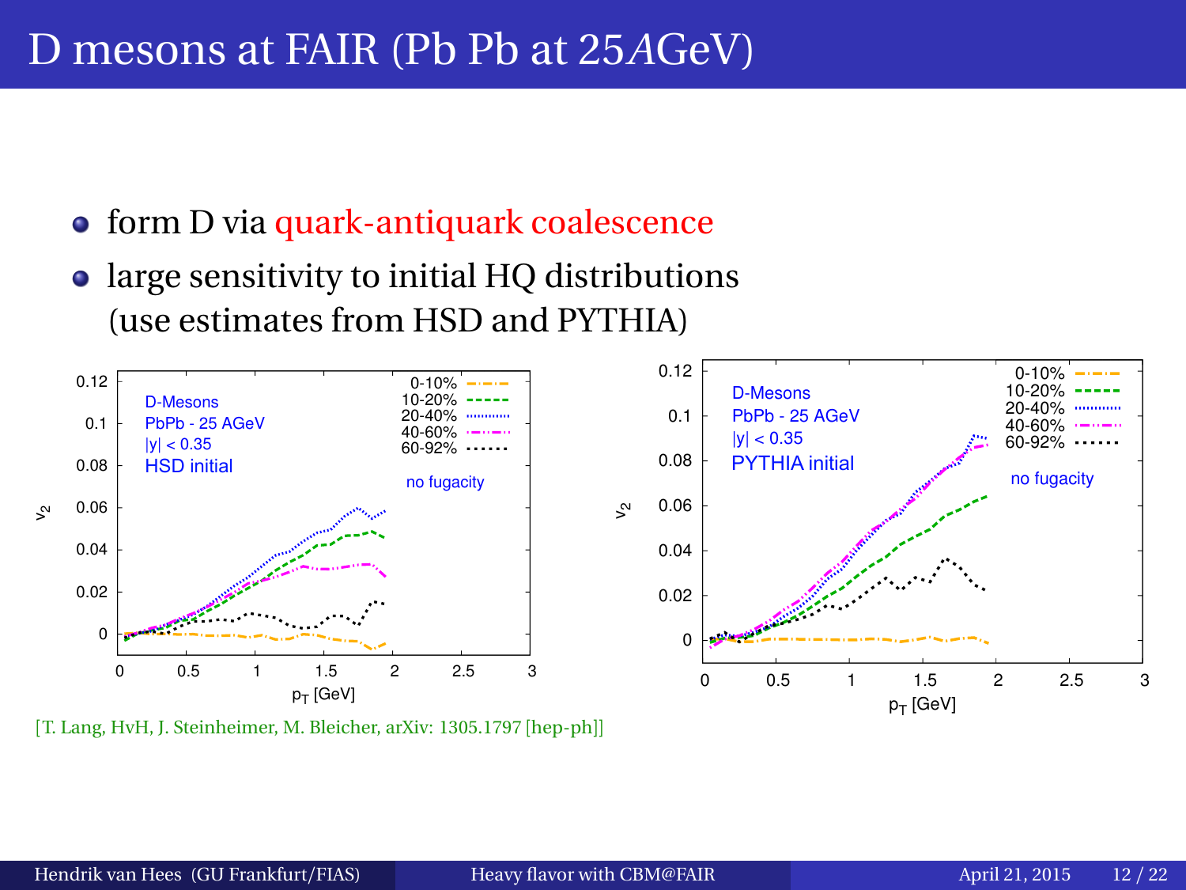# D mesons at FAIR (Pb Pb at 25*A*GeV)

- form D via quark-antiquark coalescence
- large sensitivity to initial HQ distributions (use estimates from HSD and PYTHIA)

[T. Lang, HvH, J. Steinheimer, M. Bleicher, arXiv: 1305.1797 [hep-ph]]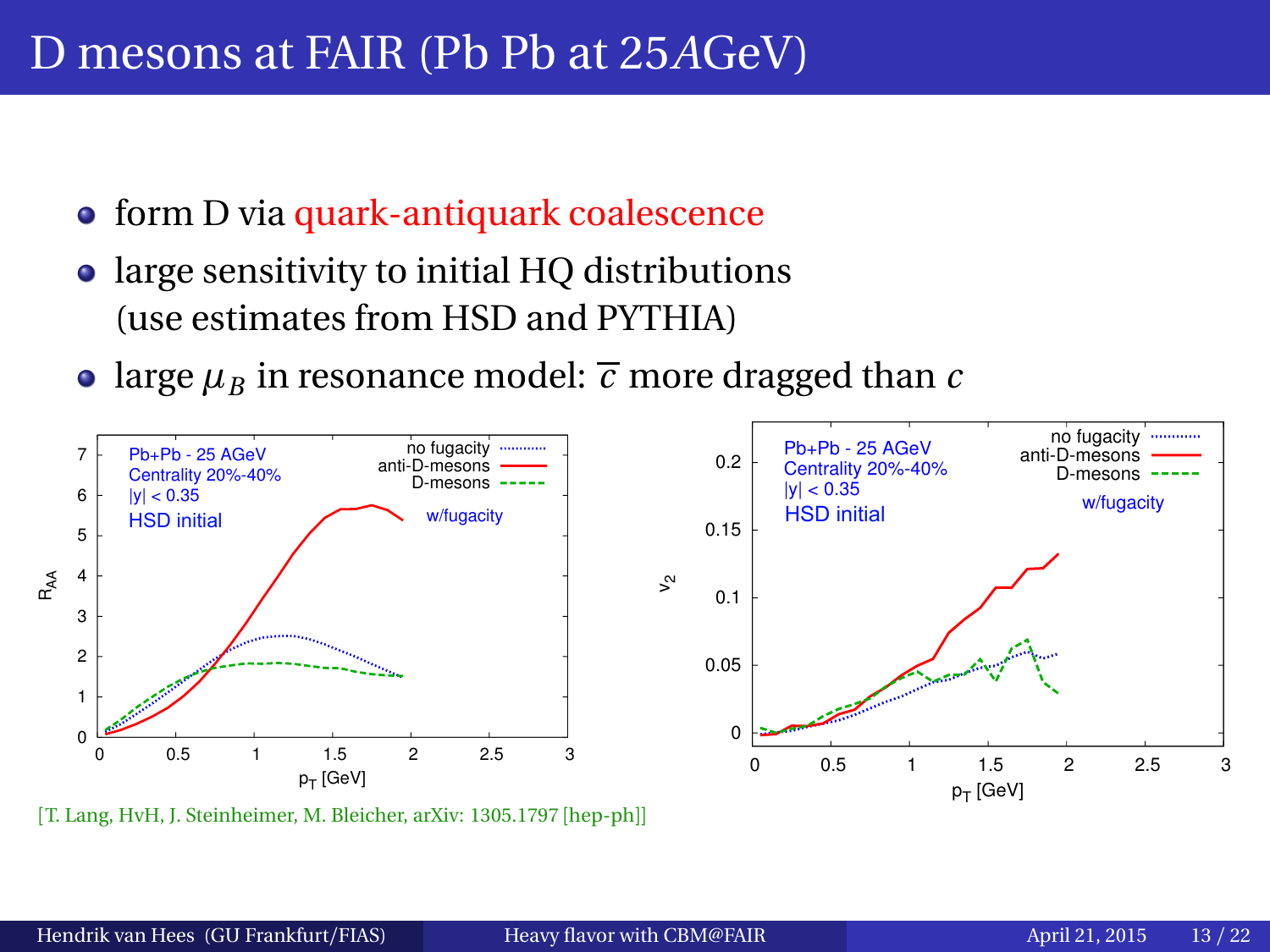# D mesons at FAIR (Pb Pb at 25$A$GeV)

- form D via quark-antiquark coalescence
- large sensitivity to initial HQ distributions (use estimates from HSD and PYTHIA)
- large $\mu_B$ in resonance model: $\overline{c}$ more dragged than $c$

[T. Lang, HvH, J. Steinheimer, M. Bleicher, arXiv: 1305.1797 [hep-ph]]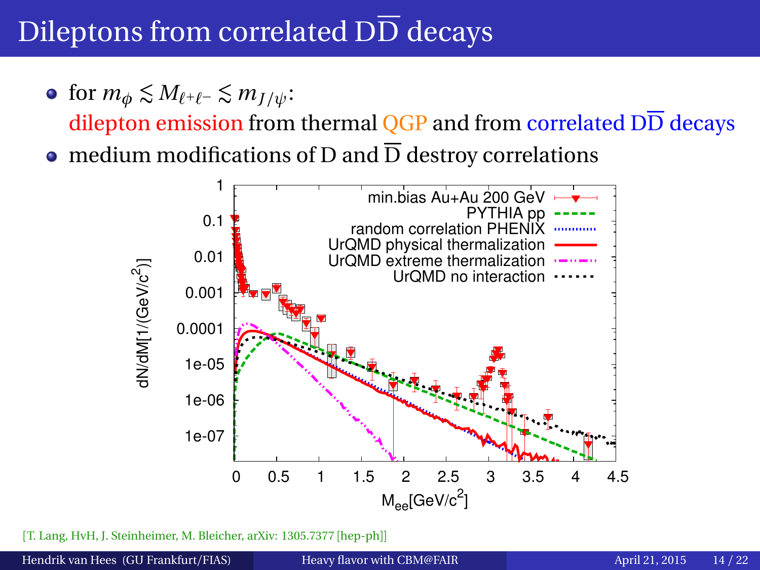# Dileptons from correlated $D\overline{D}$ decays

- for $m_\phi \lesssim M_{\ell^+\ell^-} \lesssim m_{J/\psi}$:
  dilepton emission from thermal QGP and from correlated $D\overline{D}$ decays
- medium modifications of D and $\overline{D}$ destroy correlations

[T. Lang, HvH, J. Steinheimer, M. Bleicher, arXiv: 1305.7377 [hep-ph]]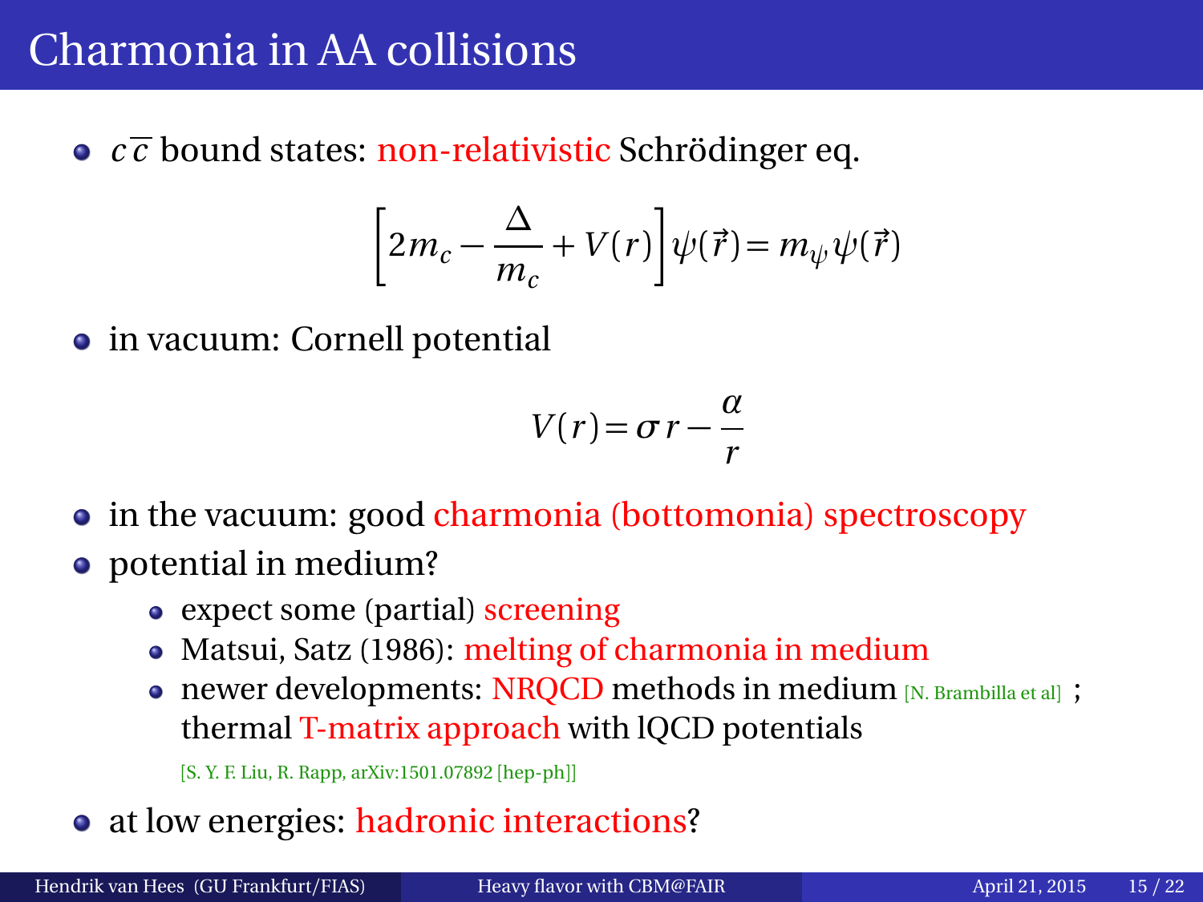# Charmonia in AA collisions

- $c\overline{c}$ bound states: non-relativistic Schrödinger eq.

$$\left[2m_c - \frac{\Delta}{m_c} + V(r)\right]\psi(\vec{r}) = m_\psi \psi(\vec{r})$$

- in vacuum: Cornell potential

$$V(r) = \sigma r - \frac{\alpha}{r}$$

- in the vacuum: good charmonia (bottomonia) spectroscopy
- potential in medium?
  - expect some (partial) screening
  - Matsui, Satz (1986): melting of charmonia in medium
  - newer developments: NRQCD methods in medium [N. Brambilla et al] ; thermal T-matrix approach with lQCD potentials

    [S. Y. F. Liu, R. Rapp, arXiv:1501.07892 [hep-ph]]
- at low energies: hadronic interactions?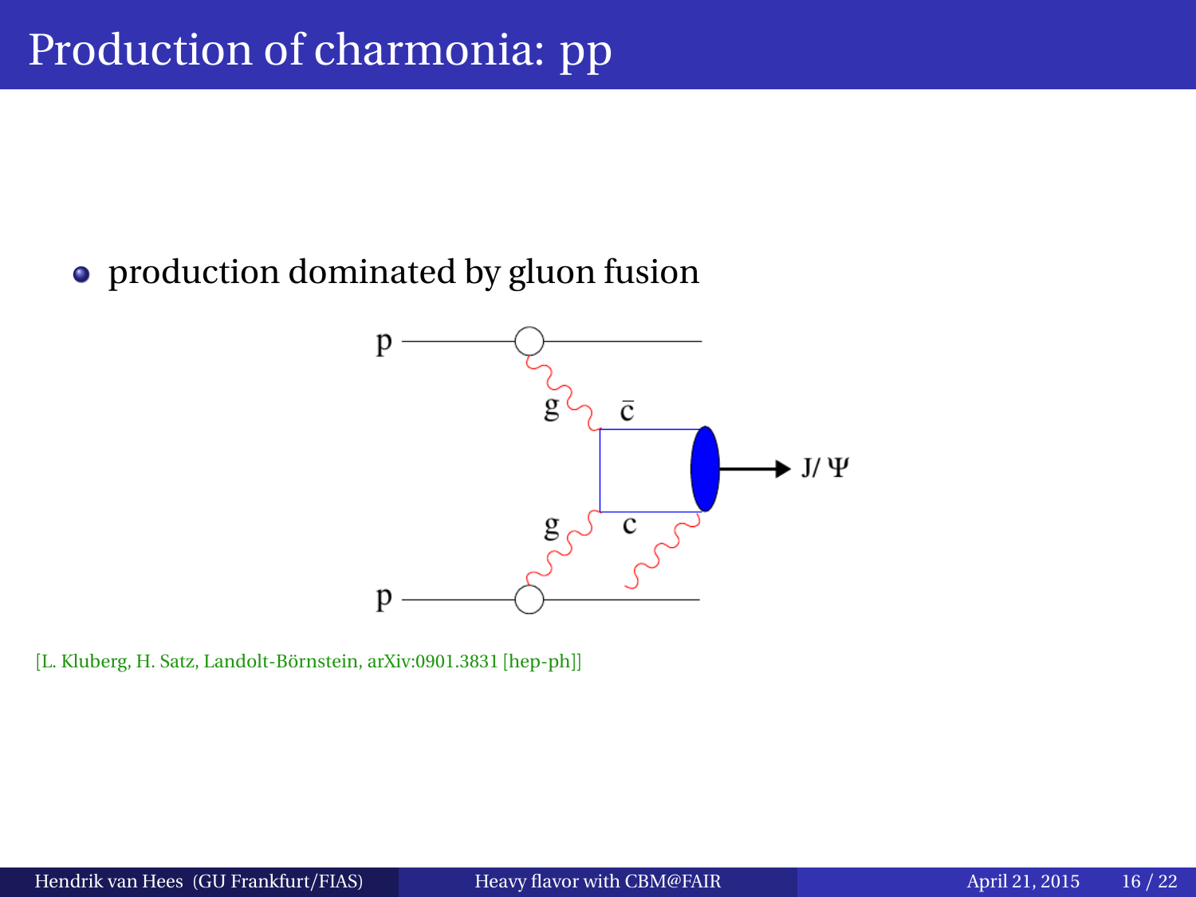# Production of charmonia: pp

- production dominated by gluon fusion

[L. Kluberg, H. Satz, Landolt-Börnstein, arXiv:0901.3831 [hep-ph]]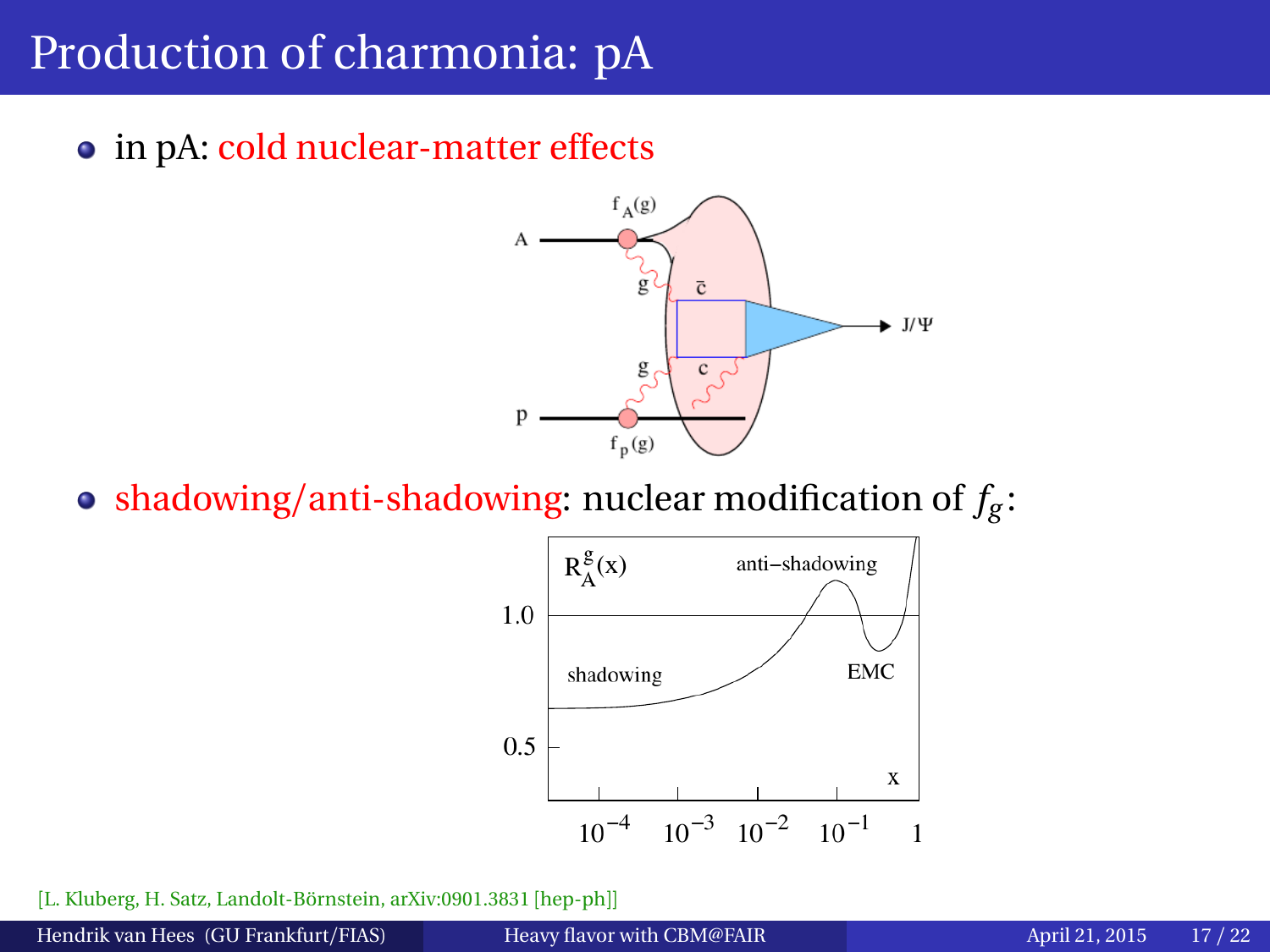# Production of charmonia: pA

- in pA: cold nuclear-matter effects
- shadowing/anti-shadowing: nuclear modification of $f_g$:

[L. Kluberg, H. Satz, Landolt-Börnstein, arXiv:0901.3831 [hep-ph]]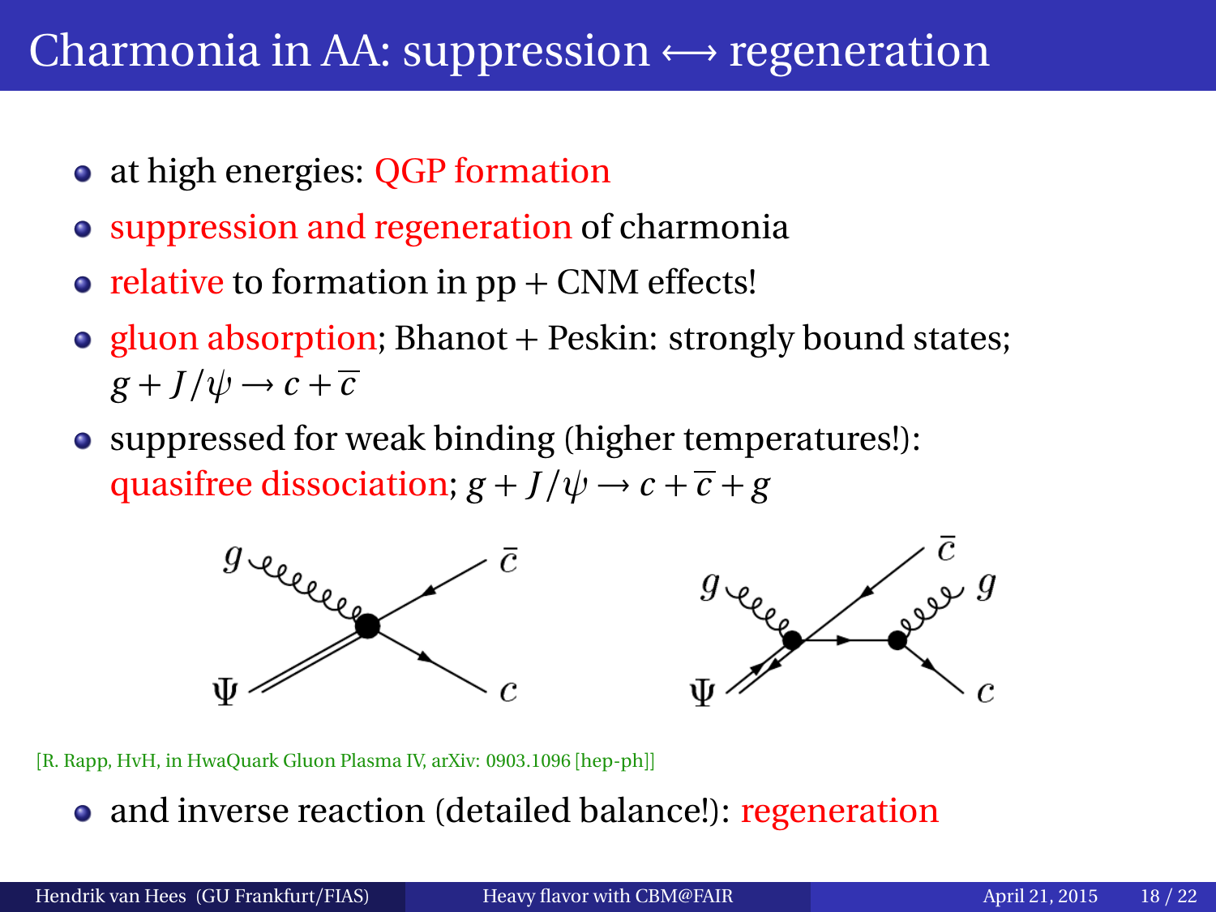# Charmonia in AA: suppression $\longleftrightarrow$ regeneration

- at high energies: QGP formation
- suppression and regeneration of charmonia
- relative to formation in pp + CNM effects!
- gluon absorption; Bhanot + Peskin: strongly bound states; $g + J/\psi \rightarrow c + \overline{c}$
- suppressed for weak binding (higher temperatures!): quasifree dissociation; $g + J/\psi \rightarrow c + \overline{c} + g$

[R. Rapp, HvH, in HwaQuark Gluon Plasma IV, arXiv: 0903.1096 [hep-ph]]

- and inverse reaction (detailed balance!): regeneration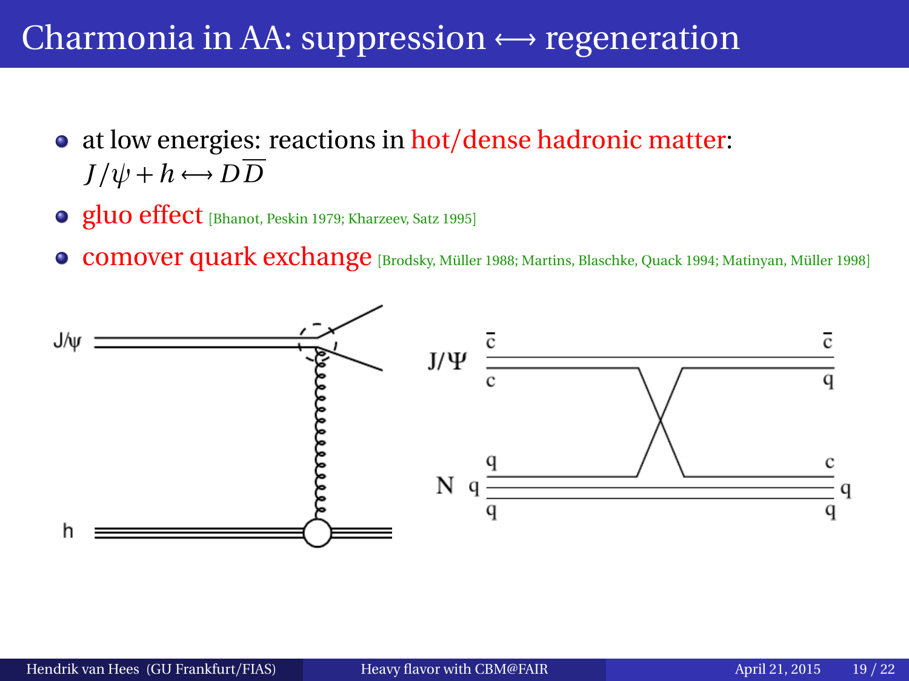# Charmonia in AA: suppression ⟷ regeneration

- at low energies: reactions in hot/dense hadronic matter: $J/\psi + h \longleftrightarrow D\overline{D}$
- gluo effect [Bhanot, Peskin 1979; Kharzeev, Satz 1995]
- comover quark exchange [Brodsky, Müller 1988; Martins, Blaschke, Quack 1994; Matinyan, Müller 1998]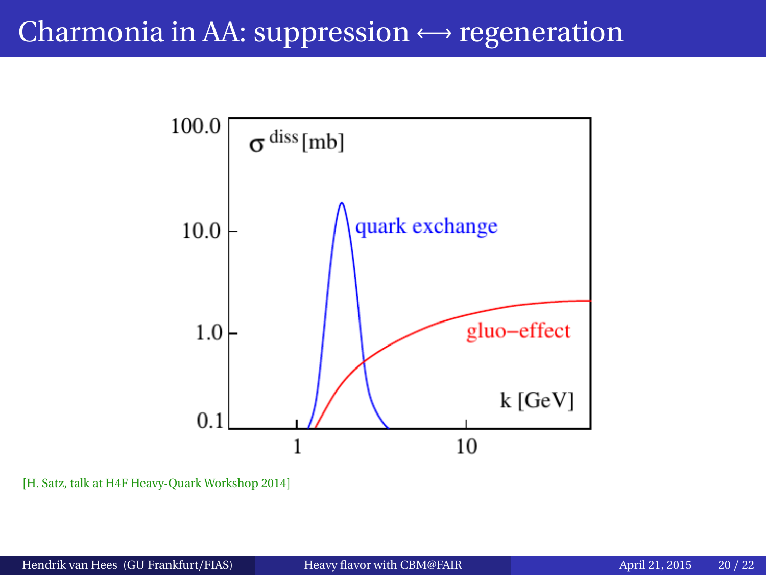# Charmonia in AA: suppression ⟷ regeneration

$\sigma^{\text{diss}}$ [mb]

quark exchange

gluo–effect

k [GeV]

[H. Satz, talk at H4F Heavy-Quark Workshop 2014]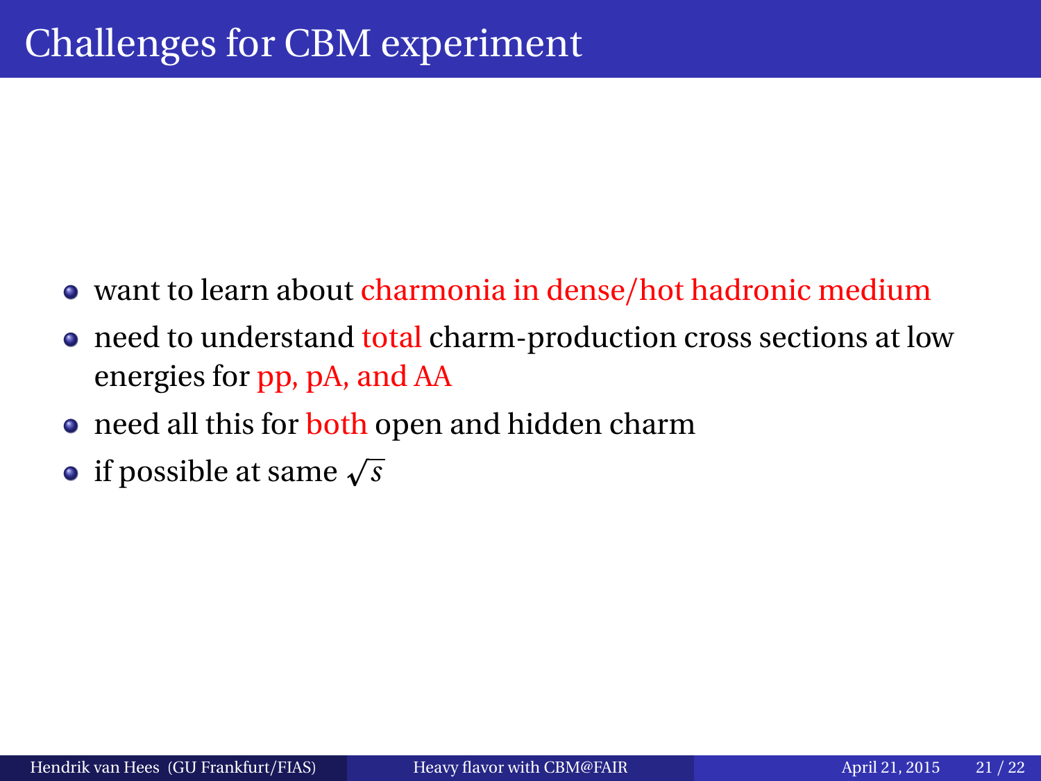# Challenges for CBM experiment

- want to learn about charmonia in dense/hot hadronic medium
- need to understand total charm-production cross sections at low energies for pp, pA, and AA
- need all this for both open and hidden charm
- if possible at same $\sqrt{s}$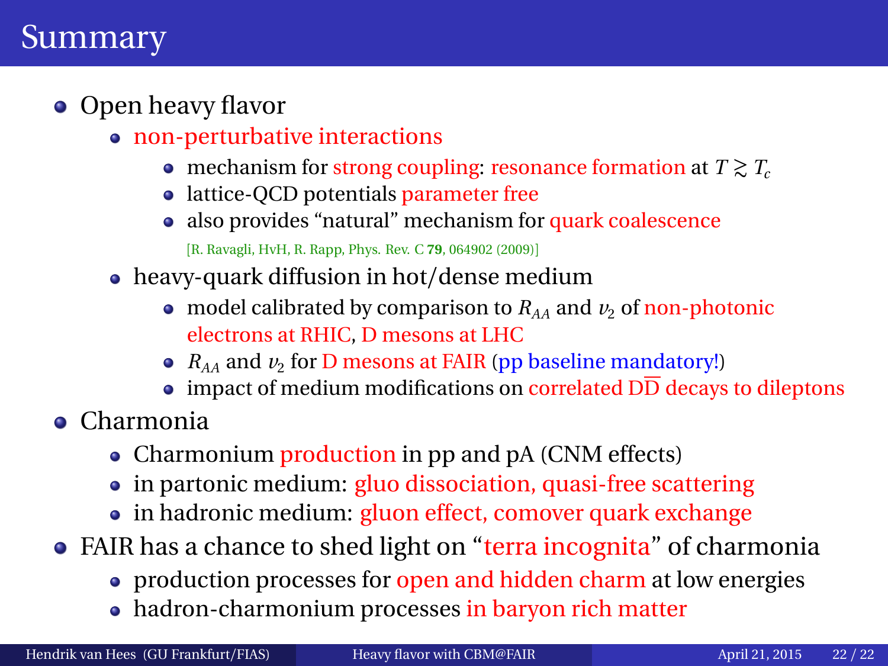# Summary

- Open heavy flavor
  - non-perturbative interactions
    - mechanism for strong coupling: resonance formation at $T \gtrsim T_c$
    - lattice-QCD potentials parameter free
    - also provides "natural" mechanism for quark coalescence

      [R. Ravagli, HvH, R. Rapp, Phys. Rev. C **79**, 064902 (2009)]
  - heavy-quark diffusion in hot/dense medium
    - model calibrated by comparison to $R_{AA}$ and $v_2$ of non-photonic electrons at RHIC, D mesons at LHC
    - $R_{AA}$ and $v_2$ for D mesons at FAIR (pp baseline mandatory!)
    - impact of medium modifications on correlated $\mathrm{D}\overline{\mathrm{D}}$ decays to dileptons
- Charmonia
  - Charmonium production in pp and pA (CNM effects)
  - in partonic medium: gluo dissociation, quasi-free scattering
  - in hadronic medium: gluon effect, comover quark exchange
- FAIR has a chance to shed light on "terra incognita" of charmonia
  - production processes for open and hidden charm at low energies
  - hadron-charmonium processes in baryon rich matter